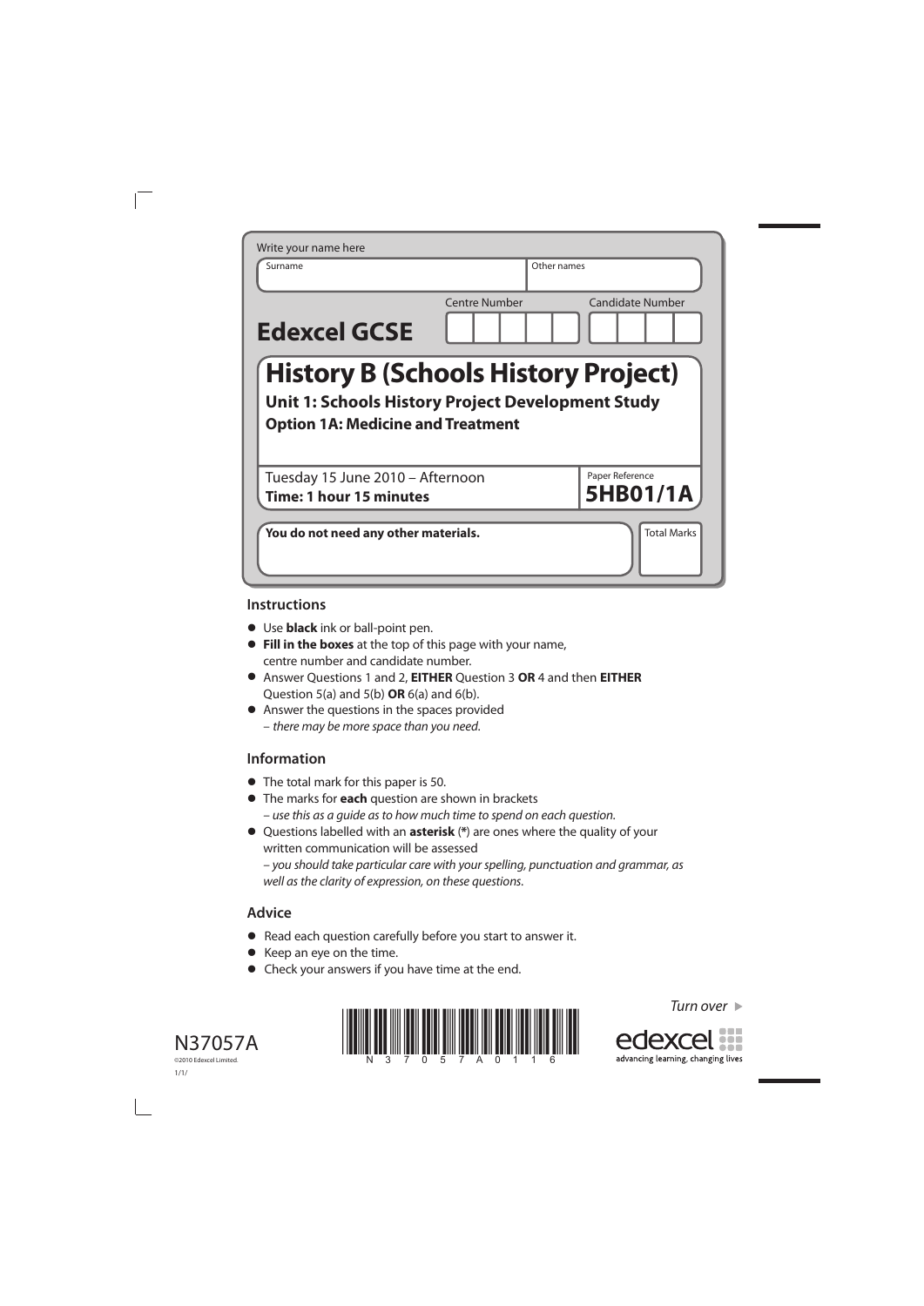Write your name here

| Surname | Other names |
| --- | --- |
| | |

**Edexcel GCSE**

Centre Number | Candidate Number

# History B (Schools History Project)

**Unit 1: Schools History Project Development Study**

**Option 1A: Medicine and Treatment**

Tuesday 15 June 2010 – Afternoon
**Time: 1 hour 15 minutes**

Paper Reference
**5HB01/1A**

**You do not need any other materials.**

Total Marks

## Instructions

- Use **black** ink or ball-point pen.
- **Fill in the boxes** at the top of this page with your name, centre number and candidate number.
- Answer Questions 1 and 2, **EITHER** Question 3 **OR** 4 and then **EITHER** Question 5(a) and 5(b) **OR** 6(a) and 6(b).
- Answer the questions in the spaces provided
  – *there may be more space than you need.*

## Information

- The total mark for this paper is 50.
- The marks for **each** question are shown in brackets
  – *use this as a guide as to how much time to spend on each question.*
- Questions labelled with an **asterisk** (*) are ones where the quality of your written communication will be assessed
  – *you should take particular care with your spelling, punctuation and grammar, as well as the clarity of expression, on these questions.*

## Advice

- Read each question carefully before you start to answer it.
- Keep an eye on the time.
- Check your answers if you have time at the end.

*Turn over* ▶

N37057A
©2010 Edexcel Limited.
1/1/

N 3 7 0 5 7 A 0 1 1 6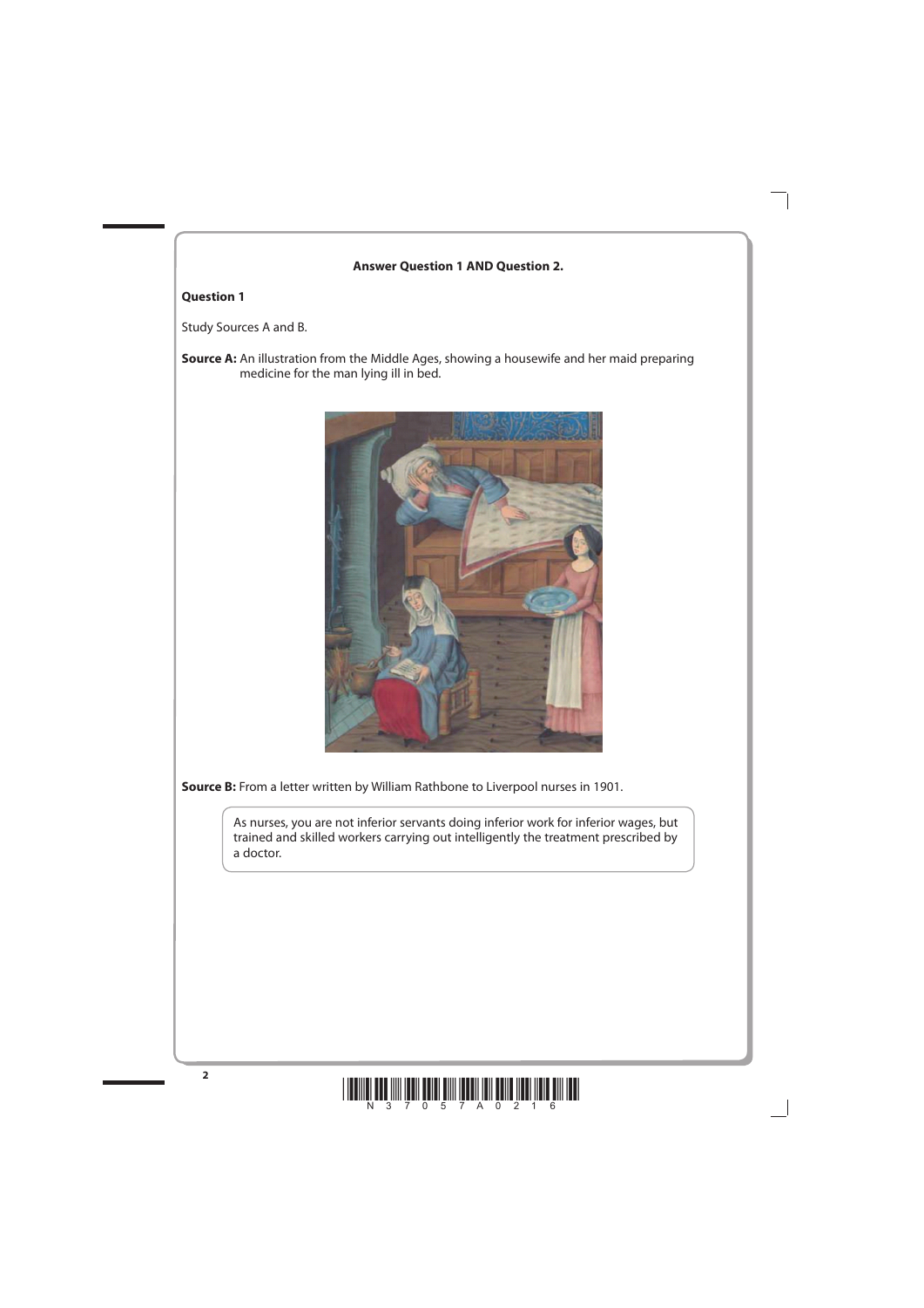**Answer Question 1 AND Question 2.**

**Question 1**

Study Sources A and B.

**Source A:** An illustration from the Middle Ages, showing a housewife and her maid preparing medicine for the man lying ill in bed.

**Source B:** From a letter written by William Rathbone to Liverpool nurses in 1901.

> As nurses, you are not inferior servants doing inferior work for inferior wages, but trained and skilled workers carrying out intelligently the treatment prescribed by a doctor.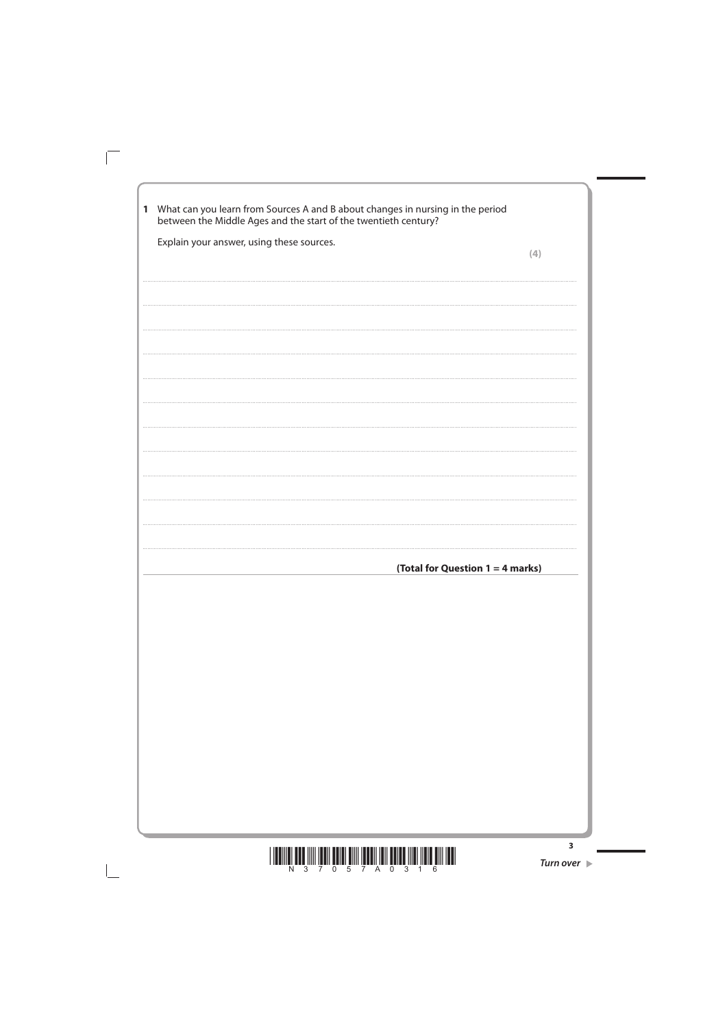**1** What can you learn from Sources A and B about changes in nursing in the period between the Middle Ages and the start of the twentieth century?

Explain your answer, using these sources.

**(4)**

..............................................................................................................................................

..............................................................................................................................................

..............................................................................................................................................

..............................................................................................................................................

..............................................................................................................................................

..............................................................................................................................................

..............................................................................................................................................

..............................................................................................................................................

..............................................................................................................................................

..............................................................................................................................................

..............................................................................................................................................

..............................................................................................................................................

**(Total for Question 1 = 4 marks)**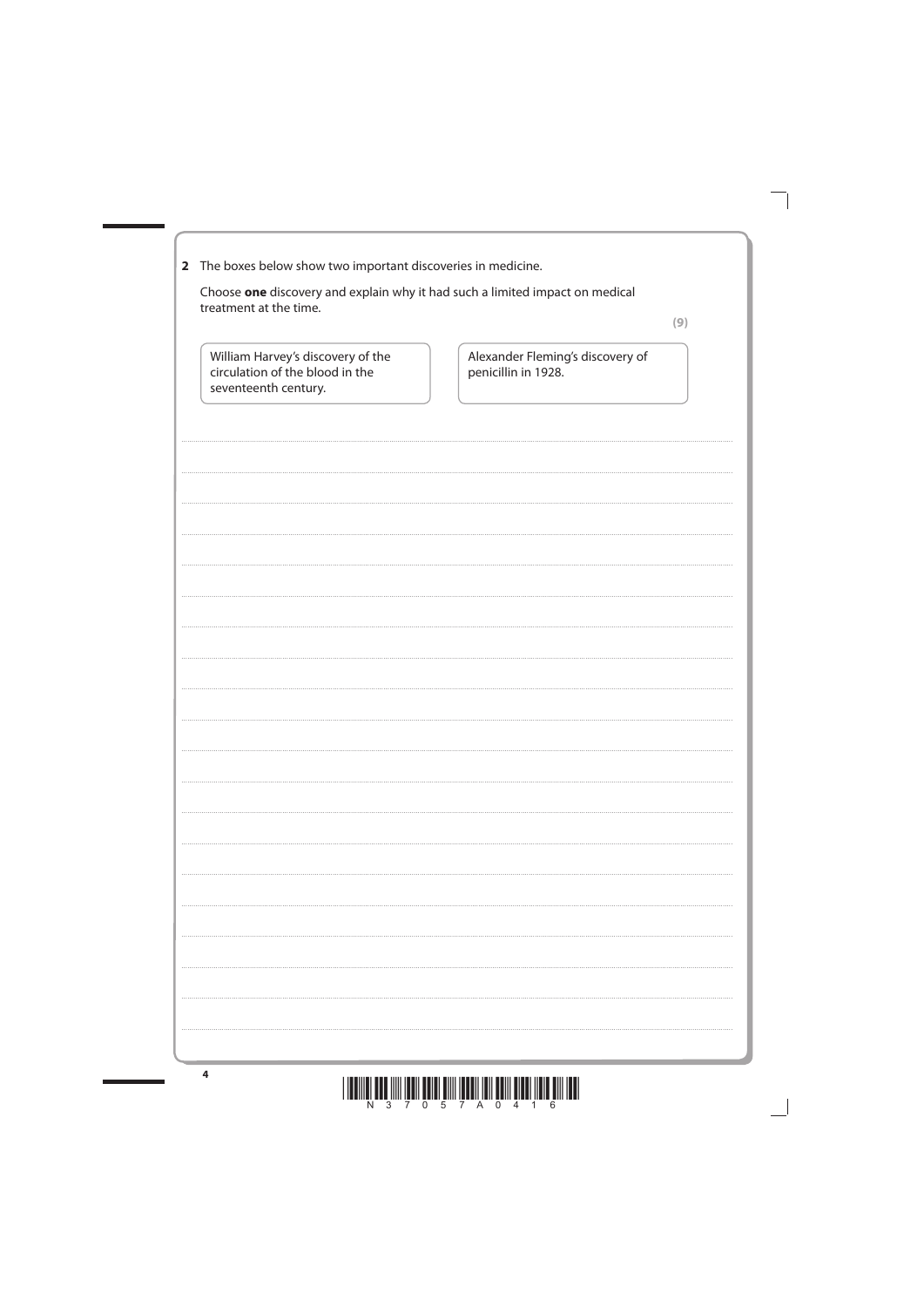**2** The boxes below show two important discoveries in medicine.

Choose **one** discovery and explain why it had such a limited impact on medical treatment at the time.

**(9)**

| William Harvey's discovery of the circulation of the blood in the seventeenth century. | Alexander Fleming's discovery of penicillin in 1928. |
| --- | --- |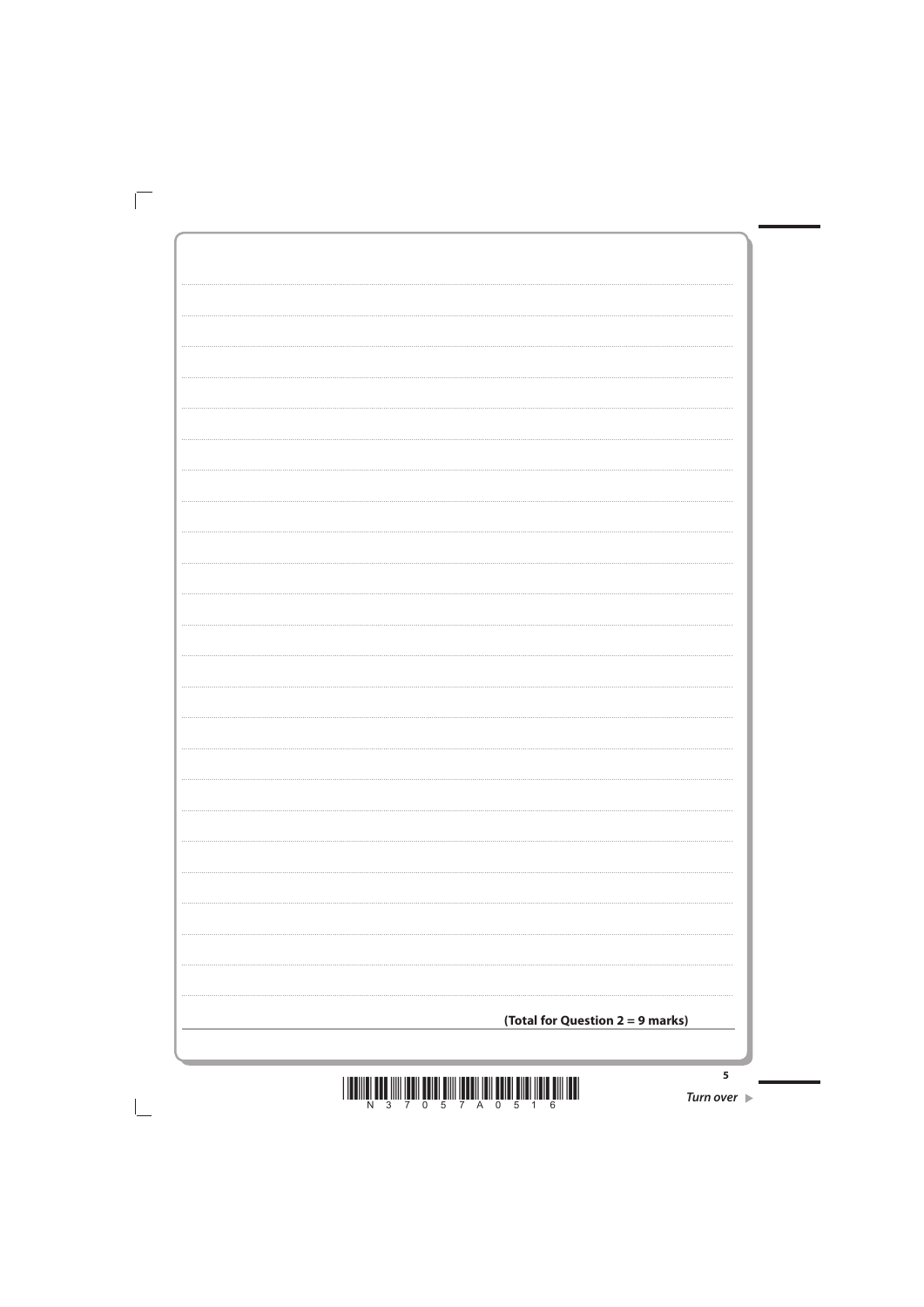**(Total for Question 2 = 9 marks)**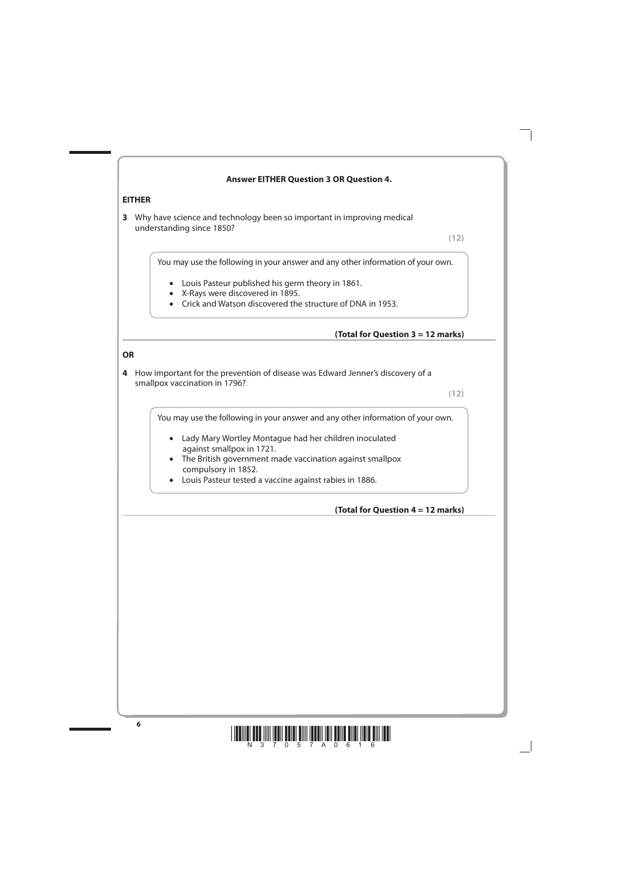**Answer EITHER Question 3 OR Question 4.**

**EITHER**

**3** Why have science and technology been so important in improving medical understanding since 1850?

**(12)**

You may use the following in your answer and any other information of your own.

- Louis Pasteur published his germ theory in 1861.
- X-Rays were discovered in 1895.
- Crick and Watson discovered the structure of DNA in 1953.

**(Total for Question 3 = 12 marks)**

**OR**

**4** How important for the prevention of disease was Edward Jenner's discovery of a smallpox vaccination in 1796?

**(12)**

You may use the following in your answer and any other information of your own.

- Lady Mary Wortley Montague had her children inoculated against smallpox in 1721.
- The British government made vaccination against smallpox compulsory in 1852.
- Louis Pasteur tested a vaccine against rabies in 1886.

**(Total for Question 4 = 12 marks)**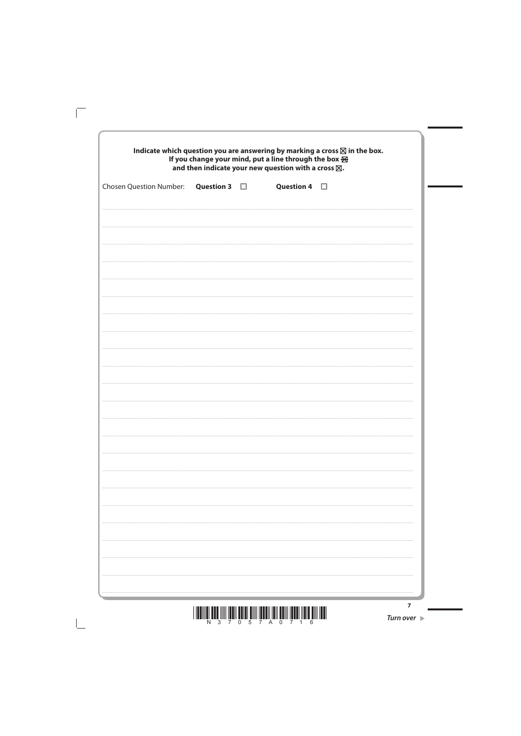**Indicate which question you are answering by marking a cross ☒ in the box.**
**If you change your mind, put a line through the box ☒**
**and then indicate your new question with a cross ☒.**

Chosen Question Number: **Question 3** ☐ **Question 4** ☐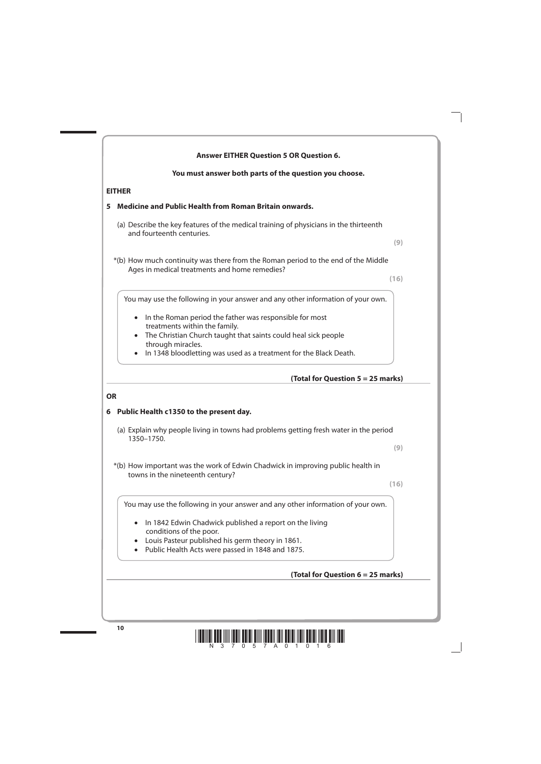**Answer EITHER Question 5 OR Question 6.**

**You must answer both parts of the question you choose.**

**EITHER**

**5 Medicine and Public Health from Roman Britain onwards.**

(a) Describe the key features of the medical training of physicians in the thirteenth and fourteenth centuries.

**(9)**

*(b) How much continuity was there from the Roman period to the end of the Middle Ages in medical treatments and home remedies?

**(16)**

You may use the following in your answer and any other information of your own.

- In the Roman period the father was responsible for most treatments within the family.
- The Christian Church taught that saints could heal sick people through miracles.
- In 1348 bloodletting was used as a treatment for the Black Death.

**(Total for Question 5 = 25 marks)**

**OR**

**6 Public Health c1350 to the present day.**

(a) Explain why people living in towns had problems getting fresh water in the period 1350–1750.

**(9)**

*(b) How important was the work of Edwin Chadwick in improving public health in towns in the nineteenth century?

**(16)**

You may use the following in your answer and any other information of your own.

- In 1842 Edwin Chadwick published a report on the living conditions of the poor.
- Louis Pasteur published his germ theory in 1861.
- Public Health Acts were passed in 1848 and 1875.

**(Total for Question 6 = 25 marks)**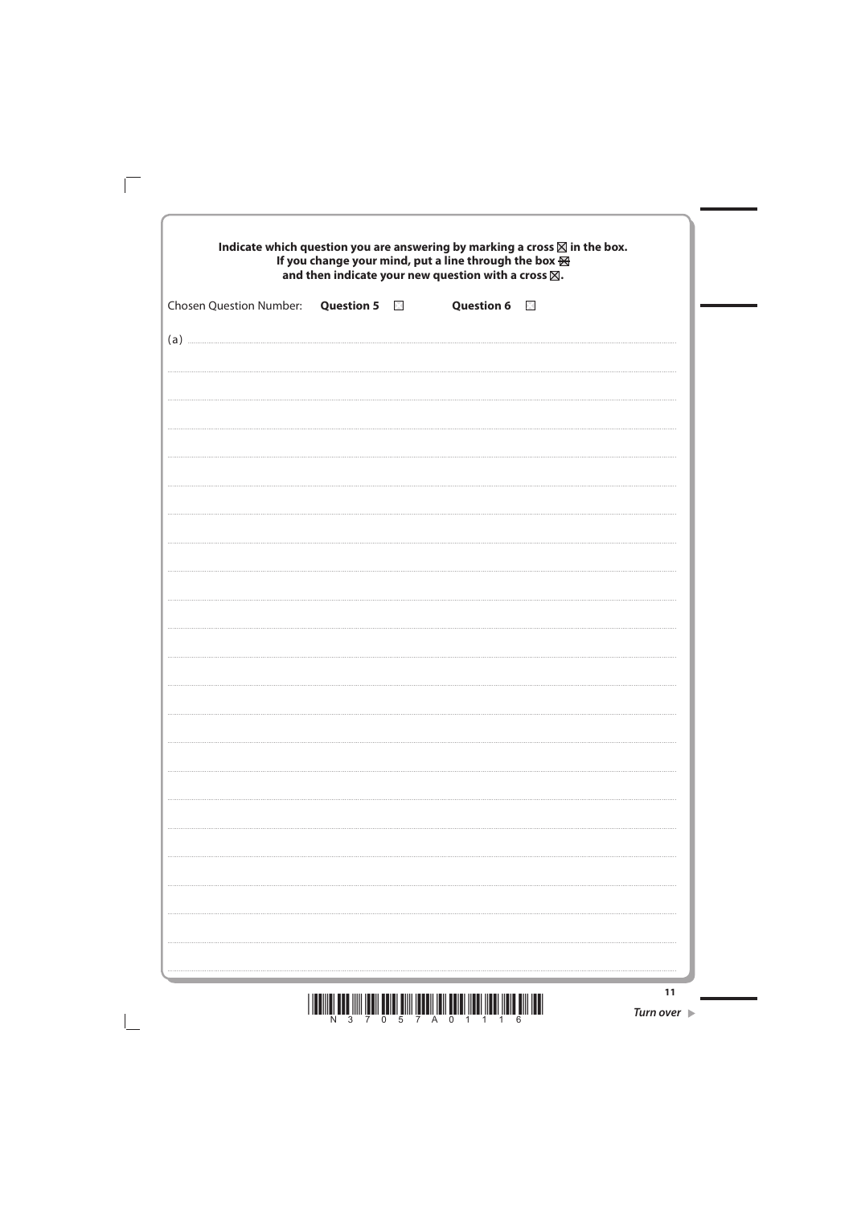**Indicate which question you are answering by marking a cross ☒ in the box.**
**If you change your mind, put a line through the box ☒**
**and then indicate your new question with a cross ☒.**

Chosen Question Number: **Question 5** ☐ **Question 6** ☐

(a)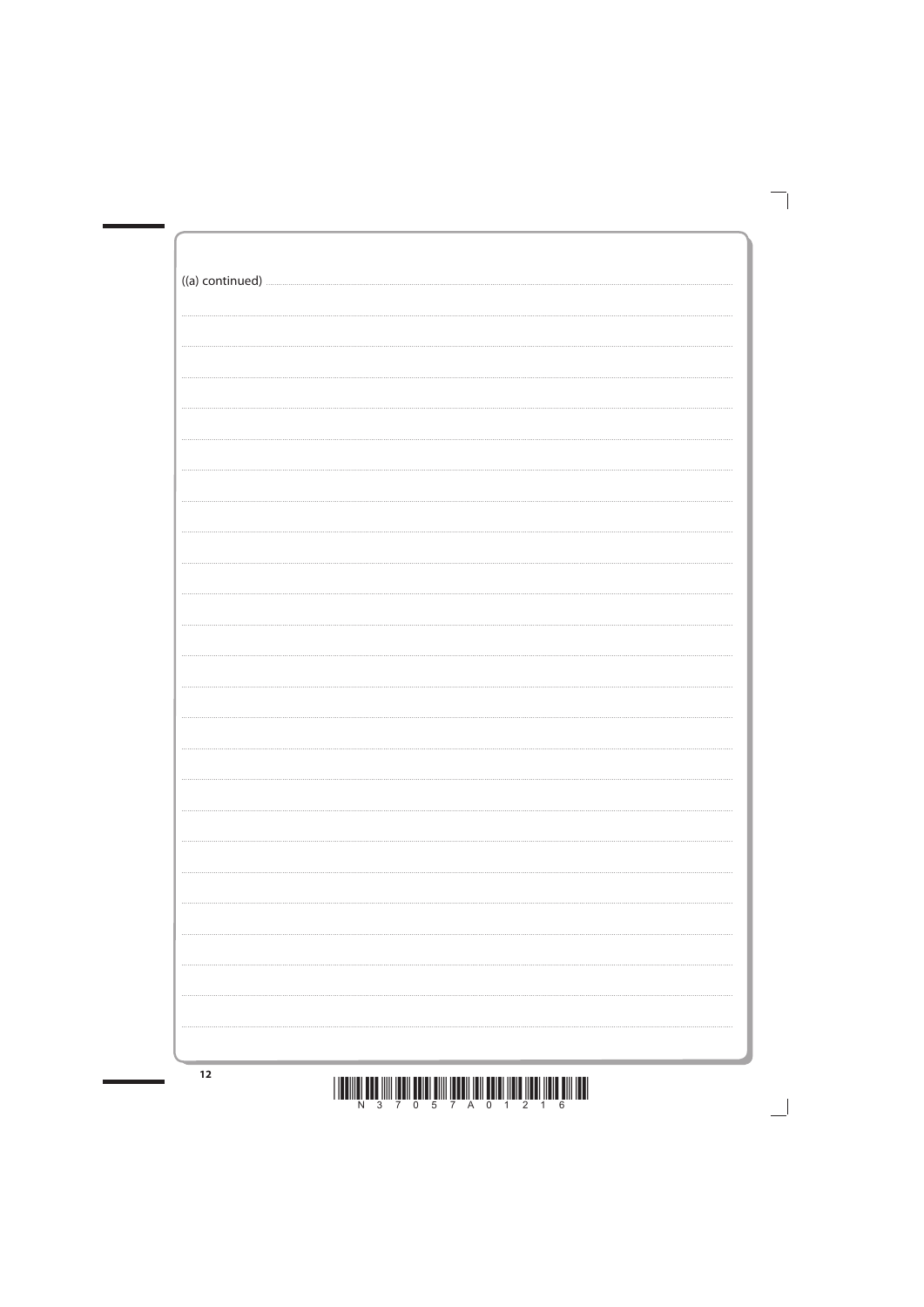((a) continued)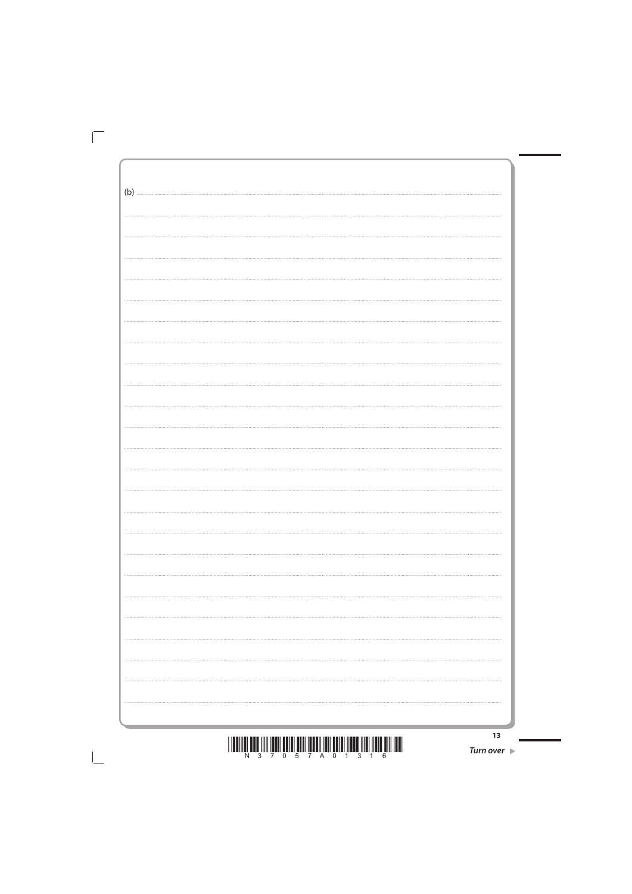(b)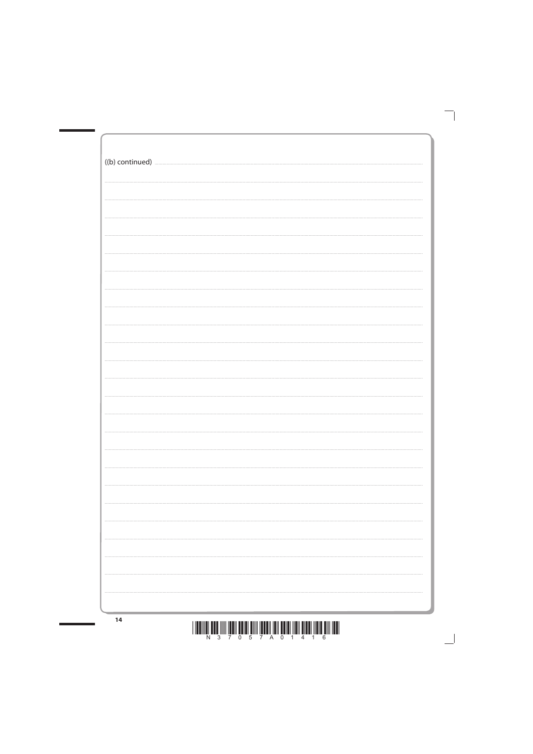((b) continued)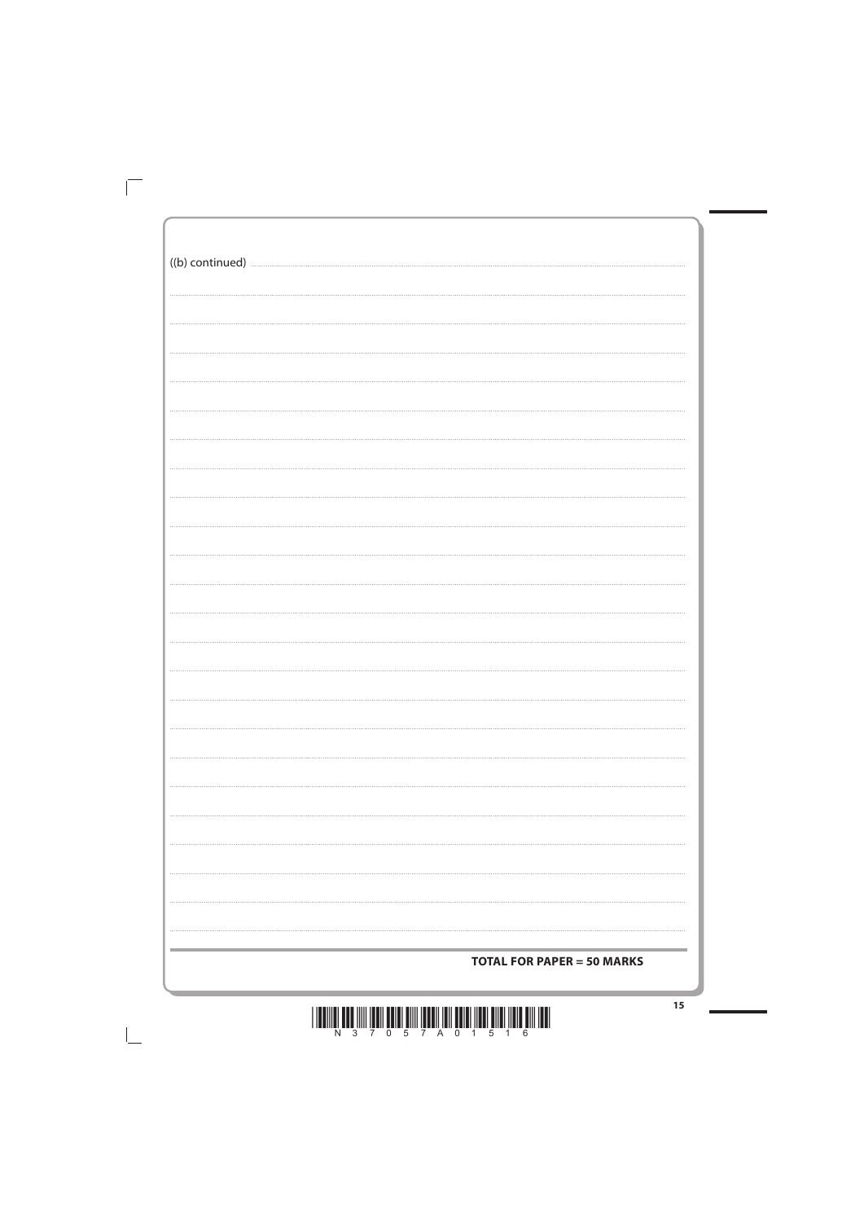((b) continued)

**TOTAL FOR PAPER = 50 MARKS**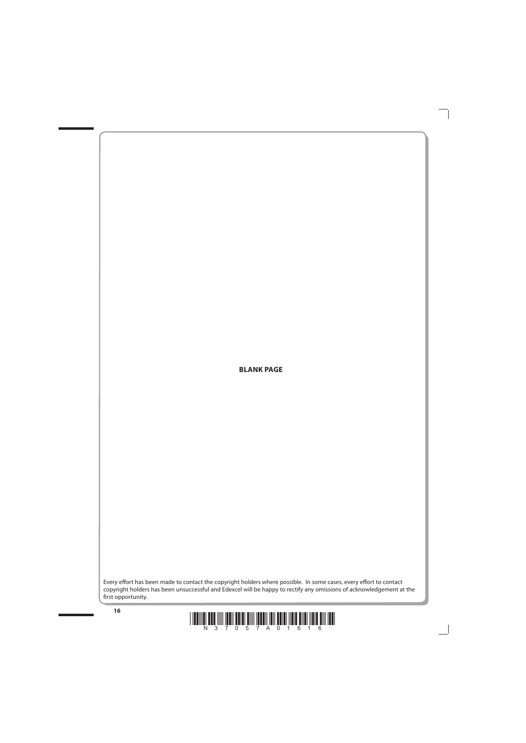**BLANK PAGE**

Every effort has been made to contact the copyright holders where possible. In some cases, every effort to contact copyright holders has been unsuccessful and Edexcel will be happy to rectify any omissions of acknowledgement at the first opportunity.